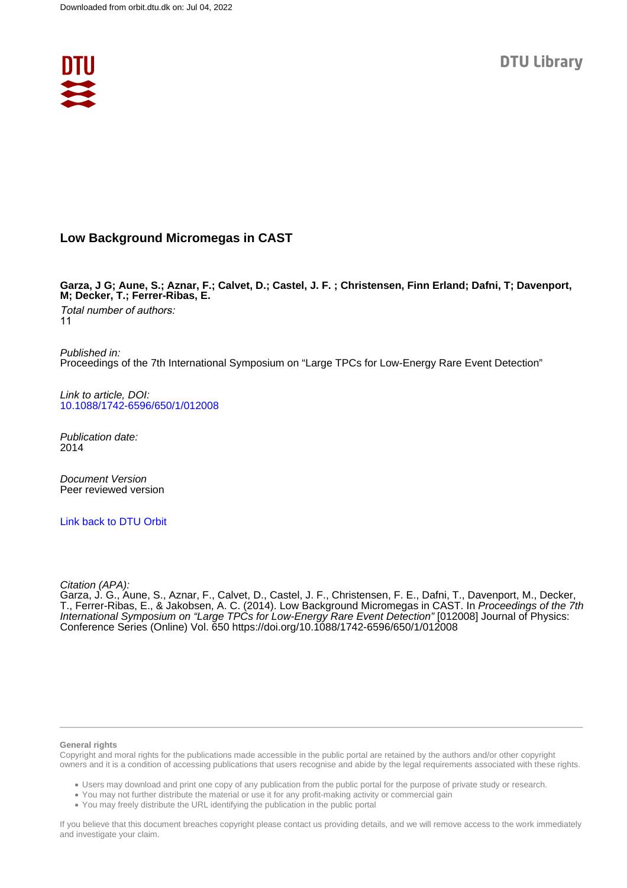Downloaded from orbit.dtu.dk on: Jul 04, 2022

DTU Library

# Low Background Micromegas in CAST

**Garza, J G; Aune, S.; Aznar, F.; Calvet, D.; Castel, J. F. ; Christensen, Finn Erland; Dafni, T; Davenport, M; Decker, T.; Ferrer-Ribas, E.**

*Total number of authors:*
11

*Published in:*
Proceedings of the 7th International Symposium on "Large TPCs for Low-Energy Rare Event Detection"

*Link to article, DOI:*
10.1088/1742-6596/650/1/012008

*Publication date:*
2014

*Document Version*
Peer reviewed version

Link back to DTU Orbit

*Citation (APA):*
Garza, J. G., Aune, S., Aznar, F., Calvet, D., Castel, J. F., Christensen, F. E., Dafni, T., Davenport, M., Decker, T., Ferrer-Ribas, E., & Jakobsen, A. C. (2014). Low Background Micromegas in CAST. In *Proceedings of the 7th International Symposium on "Large TPCs for Low-Energy Rare Event Detection"* [012008] Journal of Physics: Conference Series (Online) Vol. 650 https://doi.org/10.1088/1742-6596/650/1/012008

**General rights**
Copyright and moral rights for the publications made accessible in the public portal are retained by the authors and/or other copyright owners and it is a condition of accessing publications that users recognise and abide by the legal requirements associated with these rights.

- Users may download and print one copy of any publication from the public portal for the purpose of private study or research.
- You may not further distribute the material or use it for any profit-making activity or commercial gain
- You may freely distribute the URL identifying the publication in the public portal

If you believe that this document breaches copyright please contact us providing details, and we will remove access to the work immediately and investigate your claim.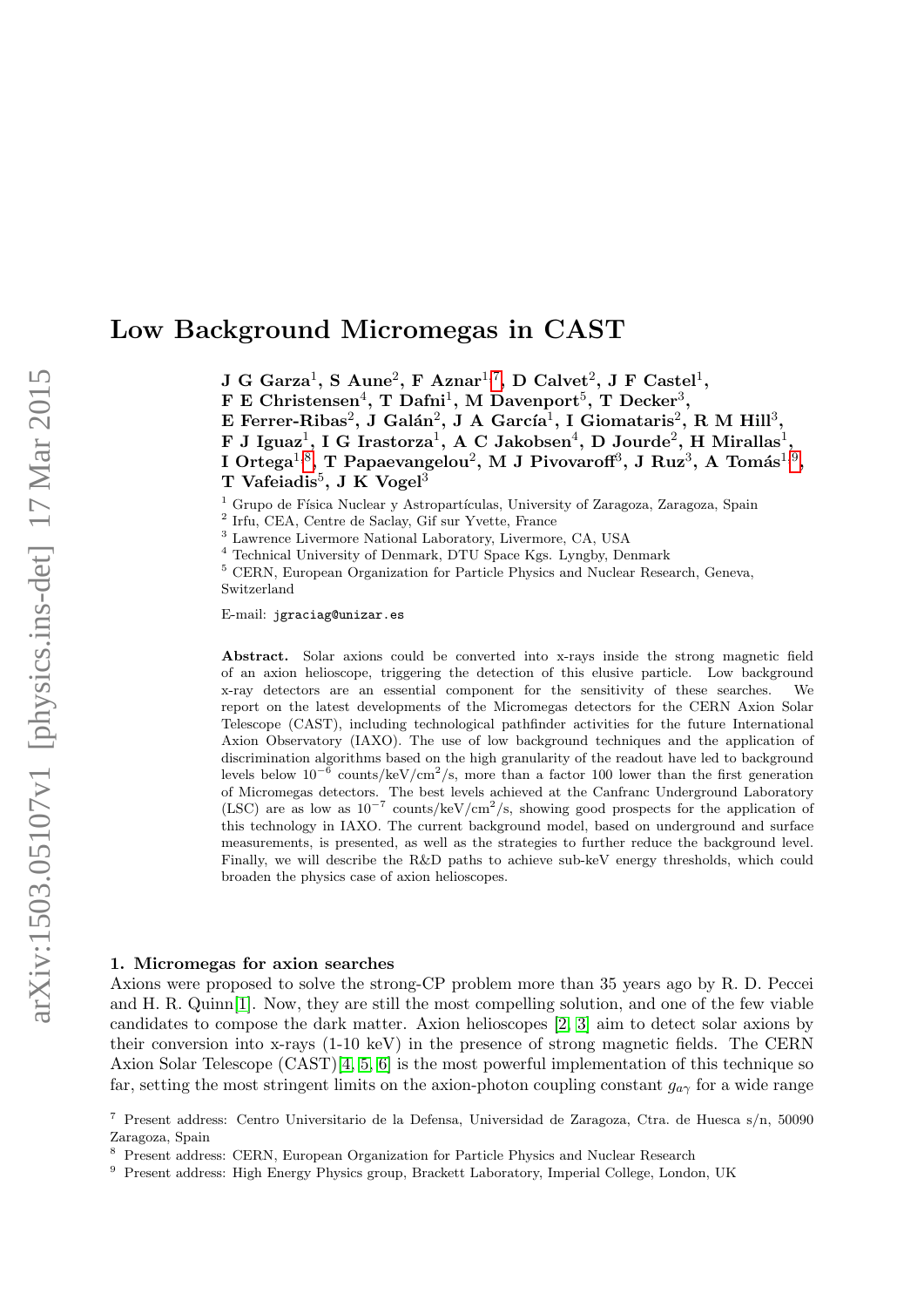# Low Background Micromegas in CAST

**J G Garza[1], S Aune[2], F Aznar[1,7], D Calvet[2], J F Castel[1], F E Christensen[4], T Dafni[1], M Davenport[5], T Decker[3], E Ferrer-Ribas[2], J Galán[2], J A García[1], I Giomataris[2], R M Hill[3], F J Iguaz[1], I G Irastorza[1], A C Jakobsen[4], D Jourde[2], H Mirallas[1], I Ortega[1,8], T Papaevangelou[2], M J Pivovaroff[3], J Ruz[3], A Tomás[1,9], T Vafeiadis[5], J K Vogel[3]**

[1] Grupo de Física Nuclear y Astropartículas, University of Zaragoza, Zaragoza, Spain

[2] Irfu, CEA, Centre de Saclay, Gif sur Yvette, France

[3] Lawrence Livermore National Laboratory, Livermore, CA, USA

[4] Technical University of Denmark, DTU Space Kgs. Lyngby, Denmark

[5] CERN, European Organization for Particle Physics and Nuclear Research, Geneva, Switzerland

E-mail: jgraciag@unizar.es

**Abstract.** Solar axions could be converted into x-rays inside the strong magnetic field of an axion helioscope, triggering the detection of this elusive particle. Low background x-ray detectors are an essential component for the sensitivity of these searches. We report on the latest developments of the Micromegas detectors for the CERN Axion Solar Telescope (CAST), including technological pathfinder activities for the future International Axion Observatory (IAXO). The use of low background techniques and the application of discrimination algorithms based on the high granularity of the readout have led to background levels below $10^{-6}$ counts/keV/cm$^2$/s, more than a factor 100 lower than the first generation of Micromegas detectors. The best levels achieved at the Canfranc Underground Laboratory (LSC) are as low as $10^{-7}$ counts/keV/cm$^2$/s, showing good prospects for the application of this technology in IAXO. The current background model, based on underground and surface measurements, is presented, as well as the strategies to further reduce the background level. Finally, we will describe the R&D paths to achieve sub-keV energy thresholds, which could broaden the physics case of axion helioscopes.

## 1. Micromegas for axion searches

Axions were proposed to solve the strong-CP problem more than 35 years ago by R. D. Peccei and H. R. Quinn[1]. Now, they are still the most compelling solution, and one of the few viable candidates to compose the dark matter. Axion helioscopes [2, 3] aim to detect solar axions by their conversion into x-rays (1-10 keV) in the presence of strong magnetic fields. The CERN Axion Solar Telescope (CAST)[4, 5, 6] is the most powerful implementation of this technique so far, setting the most stringent limits on the axion-photon coupling constant $g_{a\gamma}$ for a wide range

[7] Present address: Centro Universitario de la Defensa, Universidad de Zaragoza, Ctra. de Huesca s/n, 50090 Zaragoza, Spain

[8] Present address: CERN, European Organization for Particle Physics and Nuclear Research

[9] Present address: High Energy Physics group, Brackett Laboratory, Imperial College, London, UK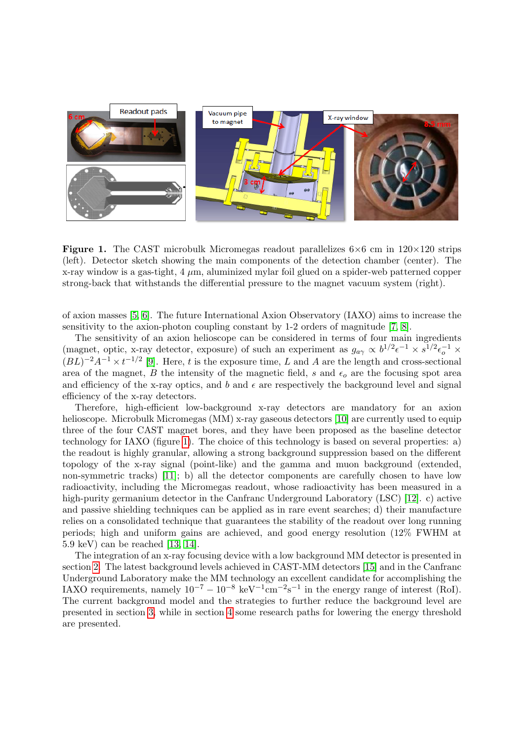**Figure 1.** The CAST microbulk Micromegas readout parallelizes 6×6 cm in 120×120 strips (left). Detector sketch showing the main components of the detection chamber (center). The x-ray window is a gas-tight, 4 $\mu$m, aluminized mylar foil glued on a spider-web patterned copper strong-back that withstands the differential pressure to the magnet vacuum system (right).

of axion masses [5, 6]. The future International Axion Observatory (IAXO) aims to increase the sensitivity to the axion-photon coupling constant by 1-2 orders of magnitude [7, 8].

The sensitivity of an axion helioscope can be considered in terms of four main ingredients (magnet, optic, x-ray detector, exposure) of such an experiment as $g_{a\gamma} \propto b^{1/2}\epsilon^{-1} \times s^{1/2}\epsilon_o^{-1} \times (BL)^{-2}A^{-1} \times t^{-1/2}$ [9]. Here, $t$ is the exposure time, $L$ and $A$ are the length and cross-sectional area of the magnet, $B$ the intensity of the magnetic field, $s$ and $\epsilon_o$ are the focusing spot area and efficiency of the x-ray optics, and $b$ and $\epsilon$ are respectively the background level and signal efficiency of the x-ray detectors.

Therefore, high-efficient low-background x-ray detectors are mandatory for an axion helioscope. Microbulk Micromegas (MM) x-ray gaseous detectors [10] are currently used to equip three of the four CAST magnet bores, and they have been proposed as the baseline detector technology for IAXO (figure 1). The choice of this technology is based on several properties: a) the readout is highly granular, allowing a strong background suppression based on the different topology of the x-ray signal (point-like) and the gamma and muon background (extended, non-symmetric tracks) [11]; b) all the detector components are carefully chosen to have low radioactivity, including the Micromegas readout, whose radioactivity has been measured in a high-purity germanium detector in the Canfranc Underground Laboratory (LSC) [12]. c) active and passive shielding techniques can be applied as in rare event searches; d) their manufacture relies on a consolidated technique that guarantees the stability of the readout over long running periods; high and uniform gains are achieved, and good energy resolution (12% FWHM at 5.9 keV) can be reached [13, 14].

The integration of an x-ray focusing device with a low background MM detector is presented in section 2. The latest background levels achieved in CAST-MM detectors [15] and in the Canfranc Underground Laboratory make the MM technology an excellent candidate for accomplishing the IAXO requirements, namely $10^{-7} - 10^{-8}$ keV$^{-1}$cm$^{-2}$s$^{-1}$ in the energy range of interest (RoI). The current background model and the strategies to further reduce the background level are presented in section 3, while in section 4 some research paths for lowering the energy threshold are presented.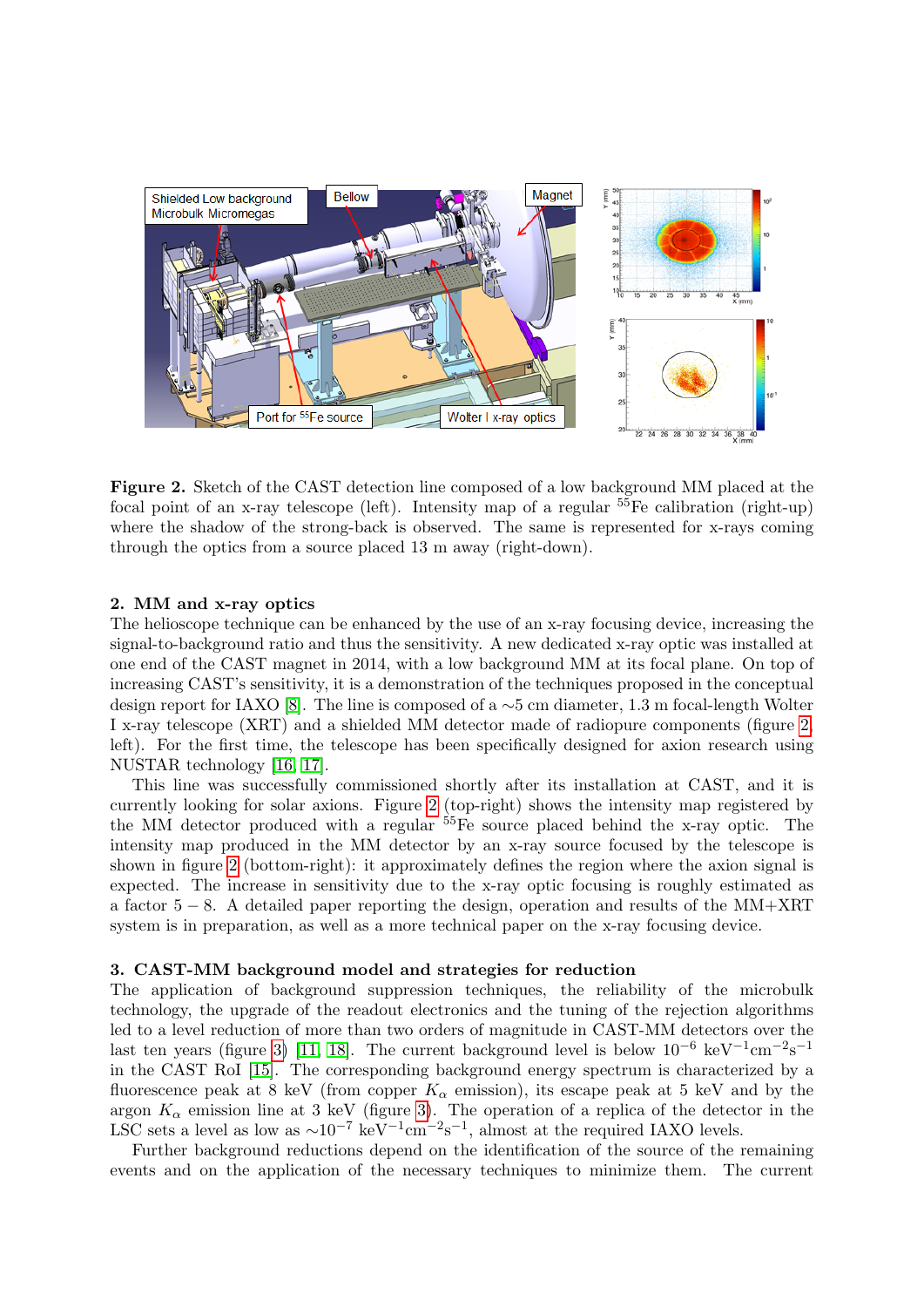**Figure 2.** Sketch of the CAST detection line composed of a low background MM placed at the focal point of an x-ray telescope (left). Intensity map of a regular $^{55}$Fe calibration (right-up) where the shadow of the strong-back is observed. The same is represented for x-rays coming through the optics from a source placed 13 m away (right-down).

## 2. MM and x-ray optics

The helioscope technique can be enhanced by the use of an x-ray focusing device, increasing the signal-to-background ratio and thus the sensitivity. A new dedicated x-ray optic was installed at one end of the CAST magnet in 2014, with a low background MM at its focal plane. On top of increasing CAST's sensitivity, it is a demonstration of the techniques proposed in the conceptual design report for IAXO [8]. The line is composed of a ∼5 cm diameter, 1.3 m focal-length Wolter I x-ray telescope (XRT) and a shielded MM detector made of radiopure components (figure 2, left). For the first time, the telescope has been specifically designed for axion research using NUSTAR technology [16, 17].

This line was successfully commissioned shortly after its installation at CAST, and it is currently looking for solar axions. Figure 2 (top-right) shows the intensity map registered by the MM detector produced with a regular $^{55}$Fe source placed behind the x-ray optic. The intensity map produced in the MM detector by an x-ray source focused by the telescope is shown in figure 2 (bottom-right): it approximately defines the region where the axion signal is expected. The increase in sensitivity due to the x-ray optic focusing is roughly estimated as a factor $5-8$. A detailed paper reporting the design, operation and results of the MM+XRT system is in preparation, as well as a more technical paper on the x-ray focusing device.

## 3. CAST-MM background model and strategies for reduction

The application of background suppression techniques, the reliability of the microbulk technology, the upgrade of the readout electronics and the tuning of the rejection algorithms led to a level reduction of more than two orders of magnitude in CAST-MM detectors over the last ten years (figure 3) [11, 18]. The current background level is below $10^{-6}$ keV$^{-1}$cm$^{-2}$s$^{-1}$ in the CAST RoI [15]. The corresponding background energy spectrum is characterized by a fluorescence peak at 8 keV (from copper $K_\alpha$ emission), its escape peak at 5 keV and by the argon $K_\alpha$ emission line at 3 keV (figure 3). The operation of a replica of the detector in the LSC sets a level as low as $\sim 10^{-7}$ keV$^{-1}$cm$^{-2}$s$^{-1}$, almost at the required IAXO levels.

Further background reductions depend on the identification of the source of the remaining events and on the application of the necessary techniques to minimize them. The current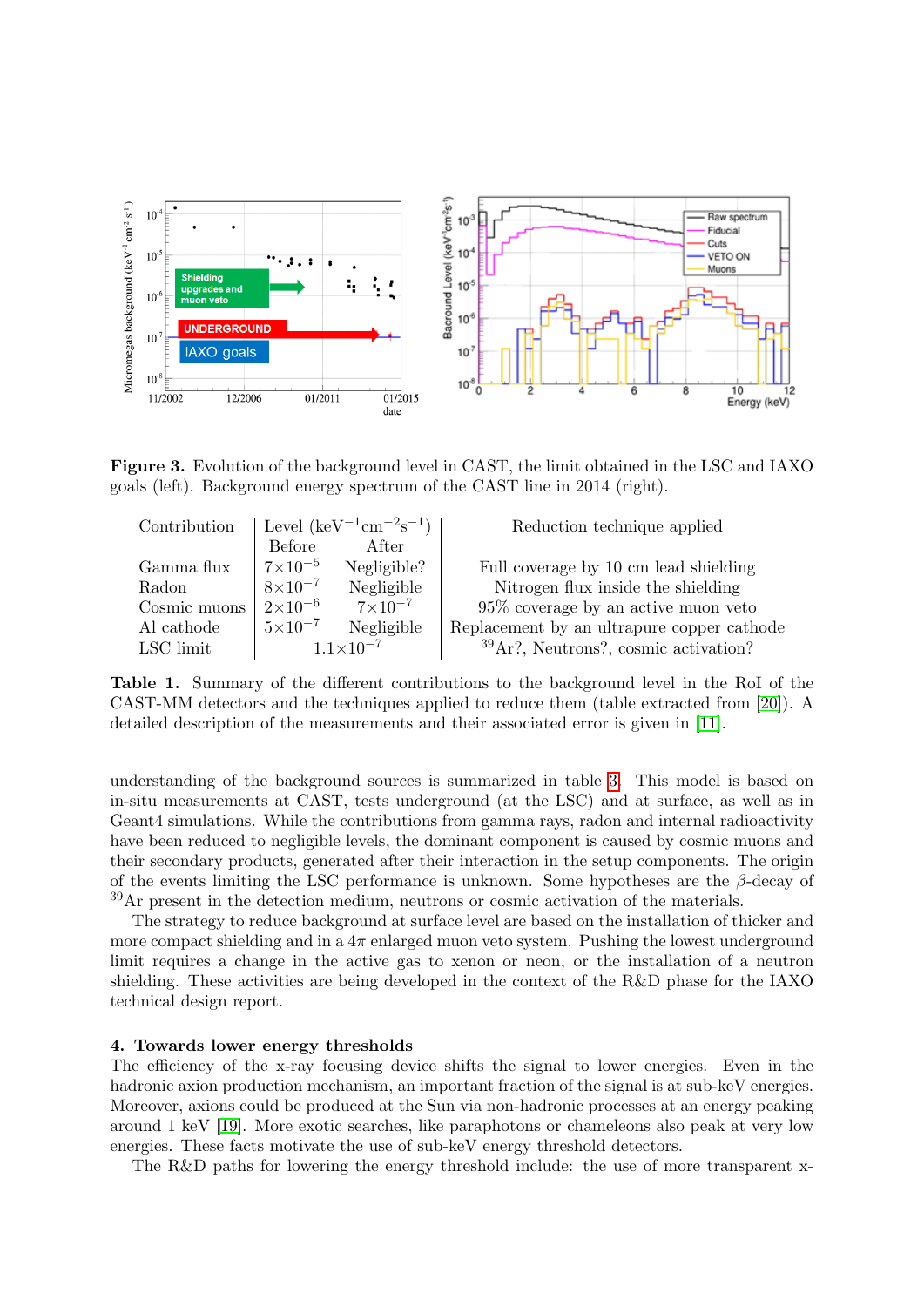**Figure 3.** Evolution of the background level in CAST, the limit obtained in the LSC and IAXO goals (left). Background energy spectrum of the CAST line in 2014 (right).

| Contribution | Level ($keV^{-1}cm^{-2}s^{-1}$) Before | After | Reduction technique applied |
|---|---|---|---|
| Gamma flux | $7\times10^{-5}$ | Negligible? | Full coverage by 10 cm lead shielding |
| Radon | $8\times10^{-7}$ | Negligible | Nitrogen flux inside the shielding |
| Cosmic muons | $2\times10^{-6}$ | $7\times10^{-7}$ | 95% coverage by an active muon veto |
| Al cathode | $5\times10^{-7}$ | Negligible | Replacement by an ultrapure copper cathode |
| LSC limit | $1.1\times10^{-7}$ | | $^{39}$Ar?, Neutrons?, cosmic activation? |

**Table 1.** Summary of the different contributions to the background level in the RoI of the CAST-MM detectors and the techniques applied to reduce them (table extracted from [20]). A detailed description of the measurements and their associated error is given in [11].

understanding of the background sources is summarized in table 3. This model is based on in-situ measurements at CAST, tests underground (at the LSC) and at surface, as well as in Geant4 simulations. While the contributions from gamma rays, radon and internal radioactivity have been reduced to negligible levels, the dominant component is caused by cosmic muons and their secondary products, generated after their interaction in the setup components. The origin of the events limiting the LSC performance is unknown. Some hypotheses are the $\beta$-decay of $^{39}$Ar present in the detection medium, neutrons or cosmic activation of the materials.

The strategy to reduce background at surface level are based on the installation of thicker and more compact shielding and in a $4\pi$ enlarged muon veto system. Pushing the lowest underground limit requires a change in the active gas to xenon or neon, or the installation of a neutron shielding. These activities are being developed in the context of the R&D phase for the IAXO technical design report.

## 4. Towards lower energy thresholds

The efficiency of the x-ray focusing device shifts the signal to lower energies. Even in the hadronic axion production mechanism, an important fraction of the signal is at sub-keV energies. Moreover, axions could be produced at the Sun via non-hadronic processes at an energy peaking around 1 keV [19]. More exotic searches, like paraphotons or chameleons also peak at very low energies. These facts motivate the use of sub-keV energy threshold detectors.

The R&D paths for lowering the energy threshold include: the use of more transparent x-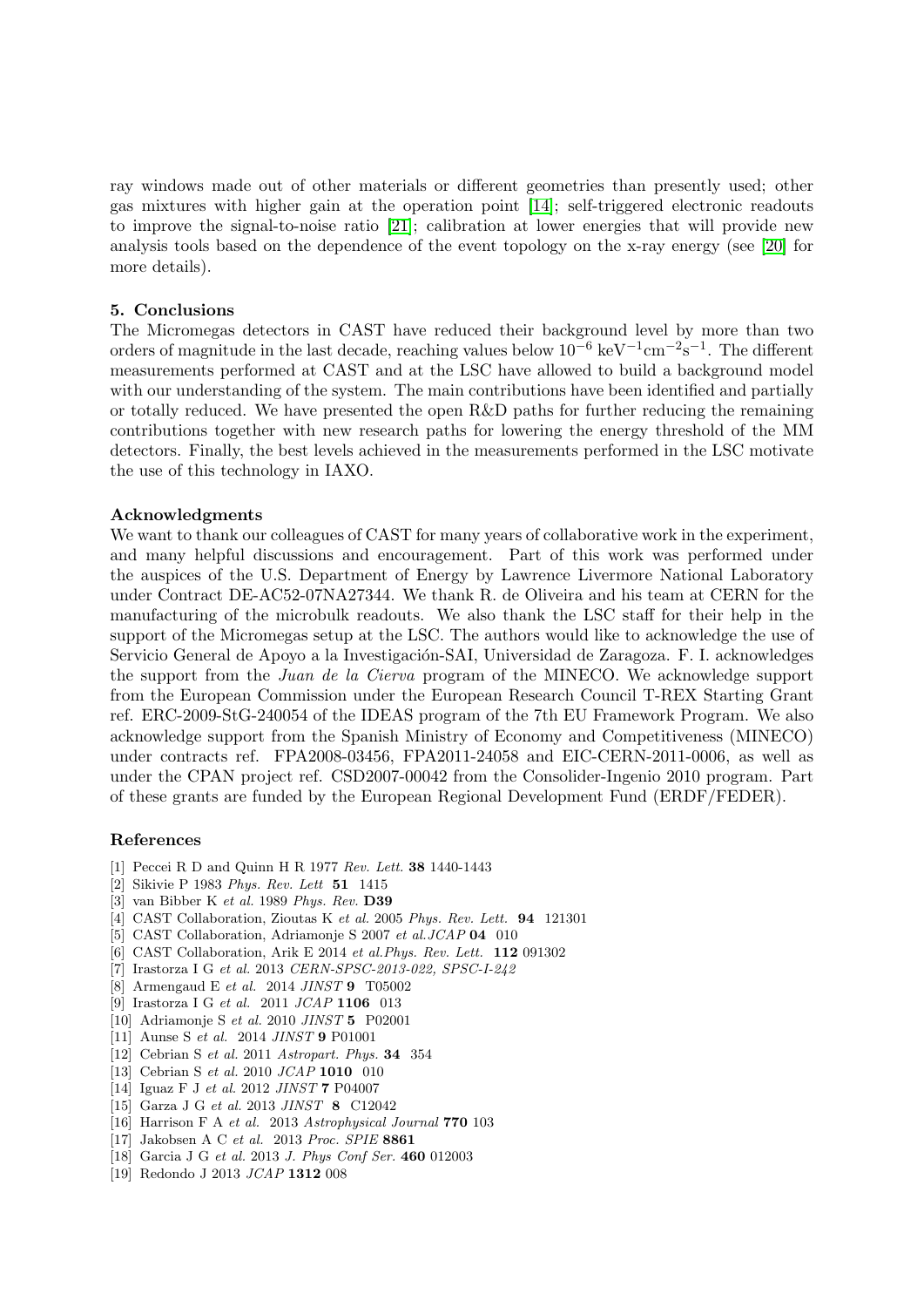ray windows made out of other materials or different geometries than presently used; other gas mixtures with higher gain at the operation point [14]; self-triggered electronic readouts to improve the signal-to-noise ratio [21]; calibration at lower energies that will provide new analysis tools based on the dependence of the event topology on the x-ray energy (see [20] for more details).

## 5. Conclusions

The Micromegas detectors in CAST have reduced their background level by more than two orders of magnitude in the last decade, reaching values below $10^{-6}$ keV$^{-1}$cm$^{-2}$s$^{-1}$. The different measurements performed at CAST and at the LSC have allowed to build a background model with our understanding of the system. The main contributions have been identified and partially or totally reduced. We have presented the open R&D paths for further reducing the remaining contributions together with new research paths for lowering the energy threshold of the MM detectors. Finally, the best levels achieved in the measurements performed in the LSC motivate the use of this technology in IAXO.

## Acknowledgments

We want to thank our colleagues of CAST for many years of collaborative work in the experiment, and many helpful discussions and encouragement. Part of this work was performed under the auspices of the U.S. Department of Energy by Lawrence Livermore National Laboratory under Contract DE-AC52-07NA27344. We thank R. de Oliveira and his team at CERN for the manufacturing of the microbulk readouts. We also thank the LSC staff for their help in the support of the Micromegas setup at the LSC. The authors would like to acknowledge the use of Servicio General de Apoyo a la Investigación-SAI, Universidad de Zaragoza. F. I. acknowledges the support from the *Juan de la Cierva* program of the MINECO. We acknowledge support from the European Commission under the European Research Council T-REX Starting Grant ref. ERC-2009-StG-240054 of the IDEAS program of the 7th EU Framework Program. We also acknowledge support from the Spanish Ministry of Economy and Competitiveness (MINECO) under contracts ref. FPA2008-03456, FPA2011-24058 and EIC-CERN-2011-0006, as well as under the CPAN project ref. CSD2007-00042 from the Consolider-Ingenio 2010 program. Part of these grants are funded by the European Regional Development Fund (ERDF/FEDER).

## References

[1] Peccei R D and Quinn H R 1977 *Rev. Lett.* **38** 1440-1443
[2] Sikivie P 1983 *Phys. Rev. Lett* **51** 1415
[3] van Bibber K *et al.* 1989 *Phys. Rev.* **D39**
[4] CAST Collaboration, Zioutas K *et al.* 2005 *Phys. Rev. Lett.* **94** 121301
[5] CAST Collaboration, Adriamonje S 2007 *et al.JCAP* **04** 010
[6] CAST Collaboration, Arik E 2014 *et al.Phys. Rev. Lett.* **112** 091302
[7] Irastorza I G *et al.* 2013 *CERN-SPSC-2013-022, SPSC-I-242*
[8] Armengaud E *et al.* 2014 *JINST* **9** T05002
[9] Irastorza I G *et al.* 2011 *JCAP* **1106** 013
[10] Adriamonje S *et al.* 2010 *JINST* **5** P02001
[11] Aunse S *et al.* 2014 *JINST* **9** P01001
[12] Cebrian S *et al.* 2011 *Astropart. Phys.* **34** 354
[13] Cebrian S *et al.* 2010 *JCAP* **1010** 010
[14] Iguaz F J *et al.* 2012 *JINST* **7** P04007
[15] Garza J G *et al.* 2013 *JINST* **8** C12042
[16] Harrison F A *et al.* 2013 *Astrophysical Journal* **770** 103
[17] Jakobsen A C *et al.* 2013 *Proc. SPIE* **8861**
[18] Garcia J G *et al.* 2013 *J. Phys Conf Ser.* **460** 012003
[19] Redondo J 2013 *JCAP* **1312** 008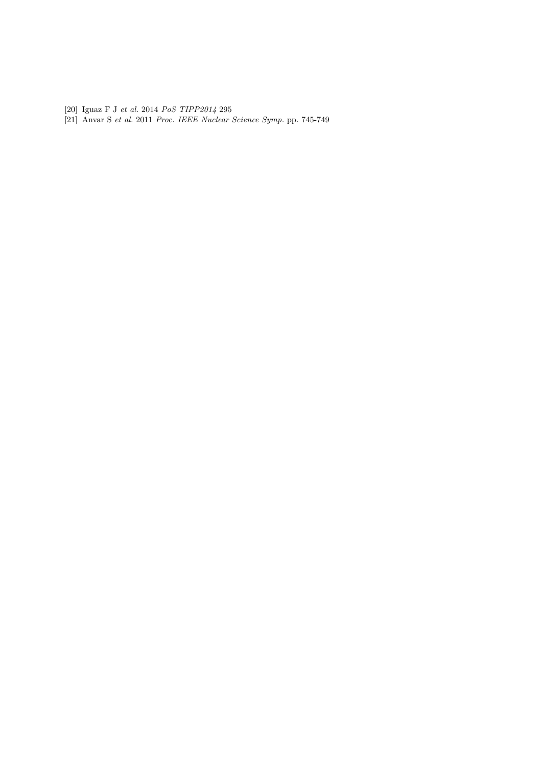[20] Iguaz F J *et al.* 2014 *PoS TIPP2014* 295

[21] Anvar S *et al.* 2011 *Proc. IEEE Nuclear Science Symp.* pp. 745-749